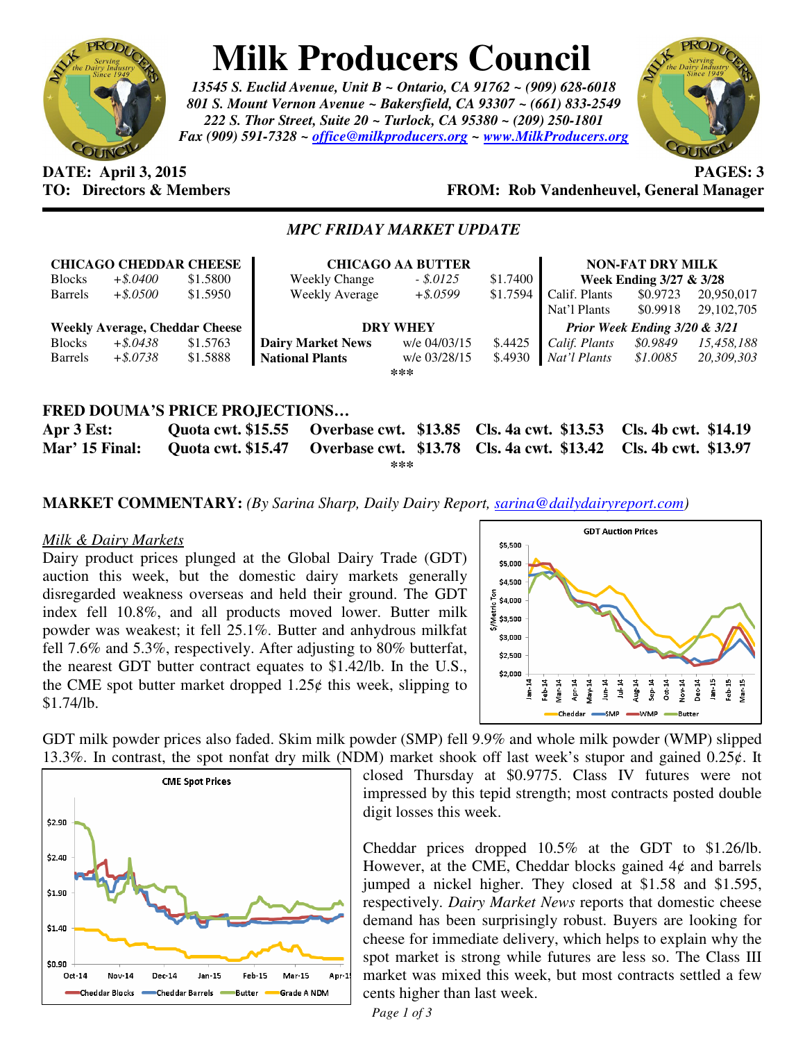# Milk Producers Council

*13545 S. Euclid Avenue, Unit B ~ Ontario, CA 91762 ~ (909) 628-6018*
*801 S. Mount Vernon Avenue ~ Bakersfield, CA 93307 ~ (661) 833-2549*
*222 S. Thor Street, Suite 20 ~ Turlock, CA 95380 ~ (209) 250-1801*
*Fax (909) 591-7328 ~ office@milkproducers.org ~ www.MilkProducers.org*

**DATE: April 3, 2015** **PAGES: 3**
**TO: Directors & Members** **FROM: Rob Vandenheuvel, General Manager**

## *MPC FRIDAY MARKET UPDATE*

| CHICAGO CHEDDAR CHEESE | | | CHICAGO AA BUTTER | | | NON-FAT DRY MILK | | |
|---|---|---|---|---|---|---|---|---|
| Blocks | *+$.0400* | $1.5800 | Weekly Change | *- $.0125* | $1.7400 | **Week Ending 3/27 & 3/28** | | |
| Barrels | *+$.0500* | $1.5950 | Weekly Average | *+$.0599* | $1.7594 | Calif. Plants | $0.9723 | 20,950,017 |
| | | | | | | Nat'l Plants | $0.9918 | 29,102,705 |
| **Weekly Average, Cheddar Cheese** | | | **DRY WHEY** | | | ***Prior Week Ending 3/20 & 3/21*** | | |
| Blocks | *+$.0438* | $1.5763 | **Dairy Market News** | w/e 04/03/15 | $.4425 | *Calif. Plants* | *$0.9849* | *15,458,188* |
| Barrels | *+$.0738* | $1.5888 | **National Plants** | w/e 03/28/15 | $.4930 | *Nat'l Plants* | *$1.0085* | *20,309,303* |

***

## FRED DOUMA'S PRICE PROJECTIONS…

| | | | | |
|---|---|---|---|---|
| **Apr 3 Est:** | **Quota cwt. $15.55** | **Overbase cwt. $13.85** | **Cls. 4a cwt. $13.53** | **Cls. 4b cwt. $14.19** |
| **Mar' 15 Final:** | **Quota cwt. $15.47** | **Overbase cwt. $13.78** | **Cls. 4a cwt. $13.42** | **Cls. 4b cwt. $13.97** |

***

**MARKET COMMENTARY:** *(By Sarina Sharp, Daily Dairy Report, sarina@dailydairyreport.com)*

### *Milk & Dairy Markets*

Dairy product prices plunged at the Global Dairy Trade (GDT) auction this week, but the domestic dairy markets generally disregarded weakness overseas and held their ground. The GDT index fell 10.8%, and all products moved lower. Butter milk powder was weakest; it fell 25.1%. Butter and anhydrous milkfat fell 7.6% and 5.3%, respectively. After adjusting to 80% butterfat, the nearest GDT butter contract equates to $1.42/lb. In the U.S., the CME spot butter market dropped 1.25¢ this week, slipping to $1.74/lb.

GDT milk powder prices also faded. Skim milk powder (SMP) fell 9.9% and whole milk powder (WMP) slipped 13.3%. In contrast, the spot nonfat dry milk (NDM) market shook off last week's stupor and gained 0.25¢. It closed Thursday at $0.9775. Class IV futures were not impressed by this tepid strength; most contracts posted double digit losses this week.

Cheddar prices dropped 10.5% at the GDT to $1.26/lb. However, at the CME, Cheddar blocks gained 4¢ and barrels jumped a nickel higher. They closed at $1.58 and $1.595, respectively. *Dairy Market News* reports that domestic cheese demand has been surprisingly robust. Buyers are looking for cheese for immediate delivery, which helps to explain why the spot market is strong while futures are less so. The Class III market was mixed this week, but most contracts settled a few cents higher than last week.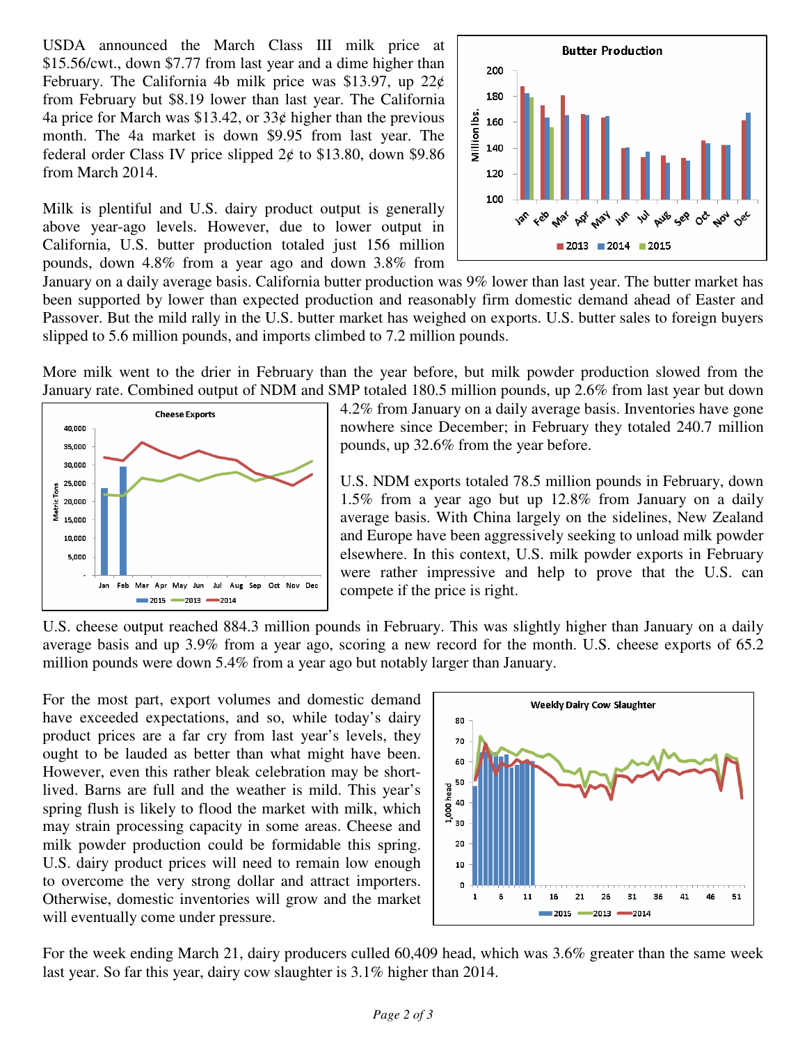USDA announced the March Class III milk price at $15.56/cwt., down $7.77 from last year and a dime higher than February. The California 4b milk price was $13.97, up 22¢ from February but $8.19 lower than last year. The California 4a price for March was $13.42, or 33¢ higher than the previous month. The 4a market is down $9.95 from last year. The federal order Class IV price slipped 2¢ to $13.80, down $9.86 from March 2014.

Milk is plentiful and U.S. dairy product output is generally above year-ago levels. However, due to lower output in California, U.S. butter production totaled just 156 million pounds, down 4.8% from a year ago and down 3.8% from January on a daily average basis. California butter production was 9% lower than last year. The butter market has been supported by lower than expected production and reasonably firm domestic demand ahead of Easter and Passover. But the mild rally in the U.S. butter market has weighed on exports. U.S. butter sales to foreign buyers slipped to 5.6 million pounds, and imports climbed to 7.2 million pounds.

More milk went to the drier in February than the year before, but milk powder production slowed from the January rate. Combined output of NDM and SMP totaled 180.5 million pounds, up 2.6% from last year but down 4.2% from January on a daily average basis. Inventories have gone nowhere since December; in February they totaled 240.7 million pounds, up 32.6% from the year before.

U.S. NDM exports totaled 78.5 million pounds in February, down 1.5% from a year ago but up 12.8% from January on a daily average basis. With China largely on the sidelines, New Zealand and Europe have been aggressively seeking to unload milk powder elsewhere. In this context, U.S. milk powder exports in February were rather impressive and help to prove that the U.S. can compete if the price is right.

U.S. cheese output reached 884.3 million pounds in February. This was slightly higher than January on a daily average basis and up 3.9% from a year ago, scoring a new record for the month. U.S. cheese exports of 65.2 million pounds were down 5.4% from a year ago but notably larger than January.

For the most part, export volumes and domestic demand have exceeded expectations, and so, while today's dairy product prices are a far cry from last year's levels, they ought to be lauded as better than what might have been. However, even this rather bleak celebration may be short-lived. Barns are full and the weather is mild. This year's spring flush is likely to flood the market with milk, which may strain processing capacity in some areas. Cheese and milk powder production could be formidable this spring. U.S. dairy product prices will need to remain low enough to overcome the very strong dollar and attract importers. Otherwise, domestic inventories will grow and the market will eventually come under pressure.

For the week ending March 21, dairy producers culled 60,409 head, which was 3.6% greater than the same week last year. So far this year, dairy cow slaughter is 3.1% higher than 2014.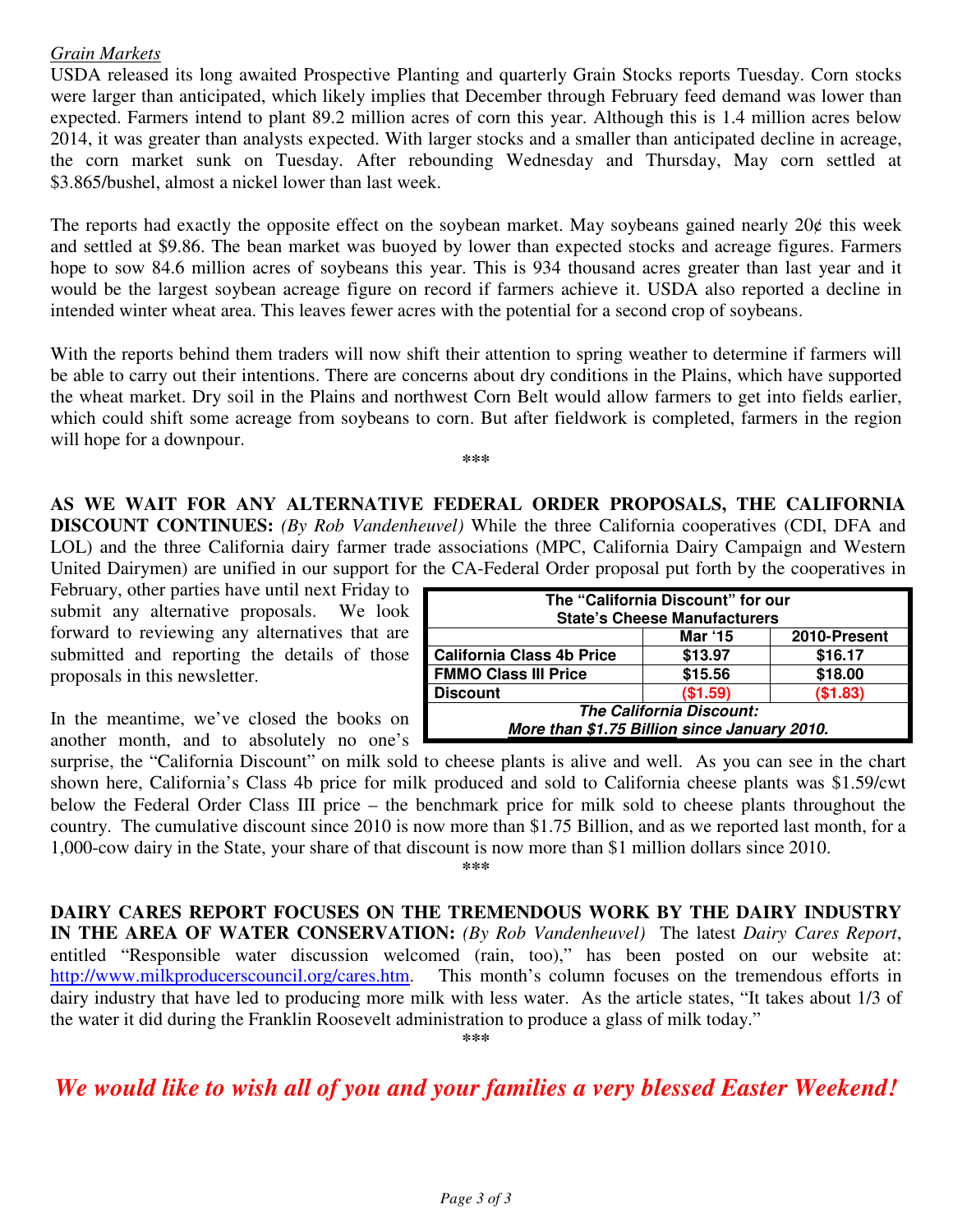*Grain Markets*

USDA released its long awaited Prospective Planting and quarterly Grain Stocks reports Tuesday. Corn stocks were larger than anticipated, which likely implies that December through February feed demand was lower than expected. Farmers intend to plant 89.2 million acres of corn this year. Although this is 1.4 million acres below 2014, it was greater than analysts expected. With larger stocks and a smaller than anticipated decline in acreage, the corn market sunk on Tuesday. After rebounding Wednesday and Thursday, May corn settled at $3.865/bushel, almost a nickel lower than last week.

The reports had exactly the opposite effect on the soybean market. May soybeans gained nearly 20¢ this week and settled at $9.86. The bean market was buoyed by lower than expected stocks and acreage figures. Farmers hope to sow 84.6 million acres of soybeans this year. This is 934 thousand acres greater than last year and it would be the largest soybean acreage figure on record if farmers achieve it. USDA also reported a decline in intended winter wheat area. This leaves fewer acres with the potential for a second crop of soybeans.

With the reports behind them traders will now shift their attention to spring weather to determine if farmers will be able to carry out their intentions. There are concerns about dry conditions in the Plains, which have supported the wheat market. Dry soil in the Plains and northwest Corn Belt would allow farmers to get into fields earlier, which could shift some acreage from soybeans to corn. But after fieldwork is completed, farmers in the region will hope for a downpour.

***

**AS WE WAIT FOR ANY ALTERNATIVE FEDERAL ORDER PROPOSALS, THE CALIFORNIA DISCOUNT CONTINUES:** *(By Rob Vandenheuvel)* While the three California cooperatives (CDI, DFA and LOL) and the three California dairy farmer trade associations (MPC, California Dairy Campaign and Western United Dairymen) are unified in our support for the CA-Federal Order proposal put forth by the cooperatives in February, other parties have until next Friday to submit any alternative proposals. We look forward to reviewing any alternatives that are submitted and reporting the details of those proposals in this newsletter.

| The "California Discount" for our State's Cheese Manufacturers | | |
|---|---|---|
| | Mar '15 | 2010-Present |
| California Class 4b Price | $13.97 | $16.17 |
| FMMO Class III Price | $15.56 | $18.00 |
| Discount | ($1.59) | ($1.83) |
| *The California Discount: More than $1.75 Billion since January 2010.* | | |

In the meantime, we've closed the books on another month, and to absolutely no one's surprise, the "California Discount" on milk sold to cheese plants is alive and well. As you can see in the chart shown here, California's Class 4b price for milk produced and sold to California cheese plants was $1.59/cwt below the Federal Order Class III price – the benchmark price for milk sold to cheese plants throughout the country. The cumulative discount since 2010 is now more than $1.75 Billion, and as we reported last month, for a 1,000-cow dairy in the State, your share of that discount is now more than $1 million dollars since 2010.

***

**DAIRY CARES REPORT FOCUSES ON THE TREMENDOUS WORK BY THE DAIRY INDUSTRY IN THE AREA OF WATER CONSERVATION:** *(By Rob Vandenheuvel)* The latest *Dairy Cares Report*, entitled "Responsible water discussion welcomed (rain, too)," has been posted on our website at: http://www.milkproducerscouncil.org/cares.htm. This month's column focuses on the tremendous efforts in dairy industry that have led to producing more milk with less water. As the article states, "It takes about 1/3 of the water it did during the Franklin Roosevelt administration to produce a glass of milk today."

***

***We would like to wish all of you and your families a very blessed Easter Weekend!***